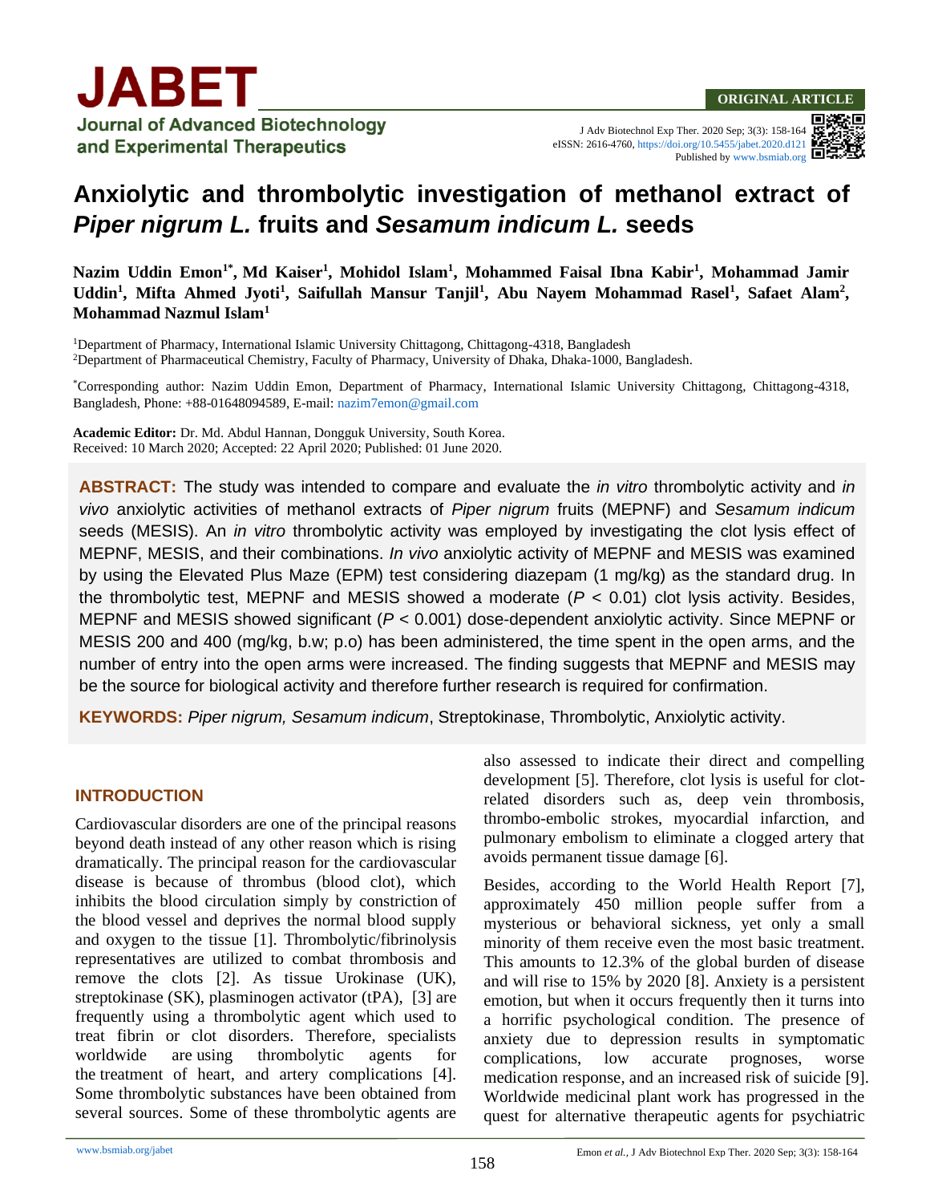# Anxiolytic and thrombolytic investigation of methanol extract of *Piper nigrum L.* fruits and *Sesamum indicum L.* seeds

**Nazim Uddin Emon[1*], Md Kaiser[1], Mohidol Islam[1], Mohammed Faisal Ibna Kabir[1], Mohammad Jamir Uddin[1], Mifta Ahmed Jyoti[1], Saifullah Mansur Tanjil[1], Abu Nayem Mohammad Rasel[1], Safaet Alam[2], Mohammad Nazmul Islam[1]**

[1]Department of Pharmacy, International Islamic University Chittagong, Chittagong-4318, Bangladesh
[2]Department of Pharmaceutical Chemistry, Faculty of Pharmacy, University of Dhaka, Dhaka-1000, Bangladesh.

[*]Corresponding author: Nazim Uddin Emon, Department of Pharmacy, International Islamic University Chittagong, Chittagong-4318, Bangladesh, Phone: +88-01648094589, E-mail: nazim7emon@gmail.com

**Academic Editor:** Dr. Md. Abdul Hannan, Dongguk University, South Korea.
Received: 10 March 2020; Accepted: 22 April 2020; Published: 01 June 2020.

**ABSTRACT:** The study was intended to compare and evaluate the *in vitro* thrombolytic activity and *in vivo* anxiolytic activities of methanol extracts of *Piper nigrum* fruits (MEPNF) and *Sesamum indicum* seeds (MESIS). An *in vitro* thrombolytic activity was employed by investigating the clot lysis effect of MEPNF, MESIS, and their combinations. *In vivo* anxiolytic activity of MEPNF and MESIS was examined by using the Elevated Plus Maze (EPM) test considering diazepam (1 mg/kg) as the standard drug. In the thrombolytic test, MEPNF and MESIS showed a moderate ($P < 0.01$) clot lysis activity. Besides, MEPNF and MESIS showed significant ($P < 0.001$) dose-dependent anxiolytic activity. Since MEPNF or MESIS 200 and 400 (mg/kg, b.w; p.o) has been administered, the time spent in the open arms, and the number of entry into the open arms were increased. The finding suggests that MEPNF and MESIS may be the source for biological activity and therefore further research is required for confirmation.

**KEYWORDS:** *Piper nigrum, Sesamum indicum*, Streptokinase, Thrombolytic, Anxiolytic activity.

## INTRODUCTION

Cardiovascular disorders are one of the principal reasons beyond death instead of any other reason which is rising dramatically. The principal reason for the cardiovascular disease is because of thrombus (blood clot), which inhibits the blood circulation simply by constriction of the blood vessel and deprives the normal blood supply and oxygen to the tissue [1]. Thrombolytic/fibrinolysis representatives are utilized to combat thrombosis and remove the clots [2]. As tissue Urokinase (UK), streptokinase (SK), plasminogen activator (tPA), [3] are frequently using a thrombolytic agent which used to treat fibrin or clot disorders. Therefore, specialists worldwide are using thrombolytic agents for the treatment of heart, and artery complications [4]. Some thrombolytic substances have been obtained from several sources. Some of these thrombolytic agents are also assessed to indicate their direct and compelling development [5]. Therefore, clot lysis is useful for clot-related disorders such as, deep vein thrombosis, thrombo-embolic strokes, myocardial infarction, and pulmonary embolism to eliminate a clogged artery that avoids permanent tissue damage [6].

Besides, according to the World Health Report [7], approximately 450 million people suffer from a mysterious or behavioral sickness, yet only a small minority of them receive even the most basic treatment. This amounts to 12.3% of the global burden of disease and will rise to 15% by 2020 [8]. Anxiety is a persistent emotion, but when it occurs frequently then it turns into a horrific psychological condition. The presence of anxiety due to depression results in symptomatic complications, low accurate prognoses, worse medication response, and an increased risk of suicide [9]. Worldwide medicinal plant work has progressed in the quest for alternative therapeutic agents for psychiatric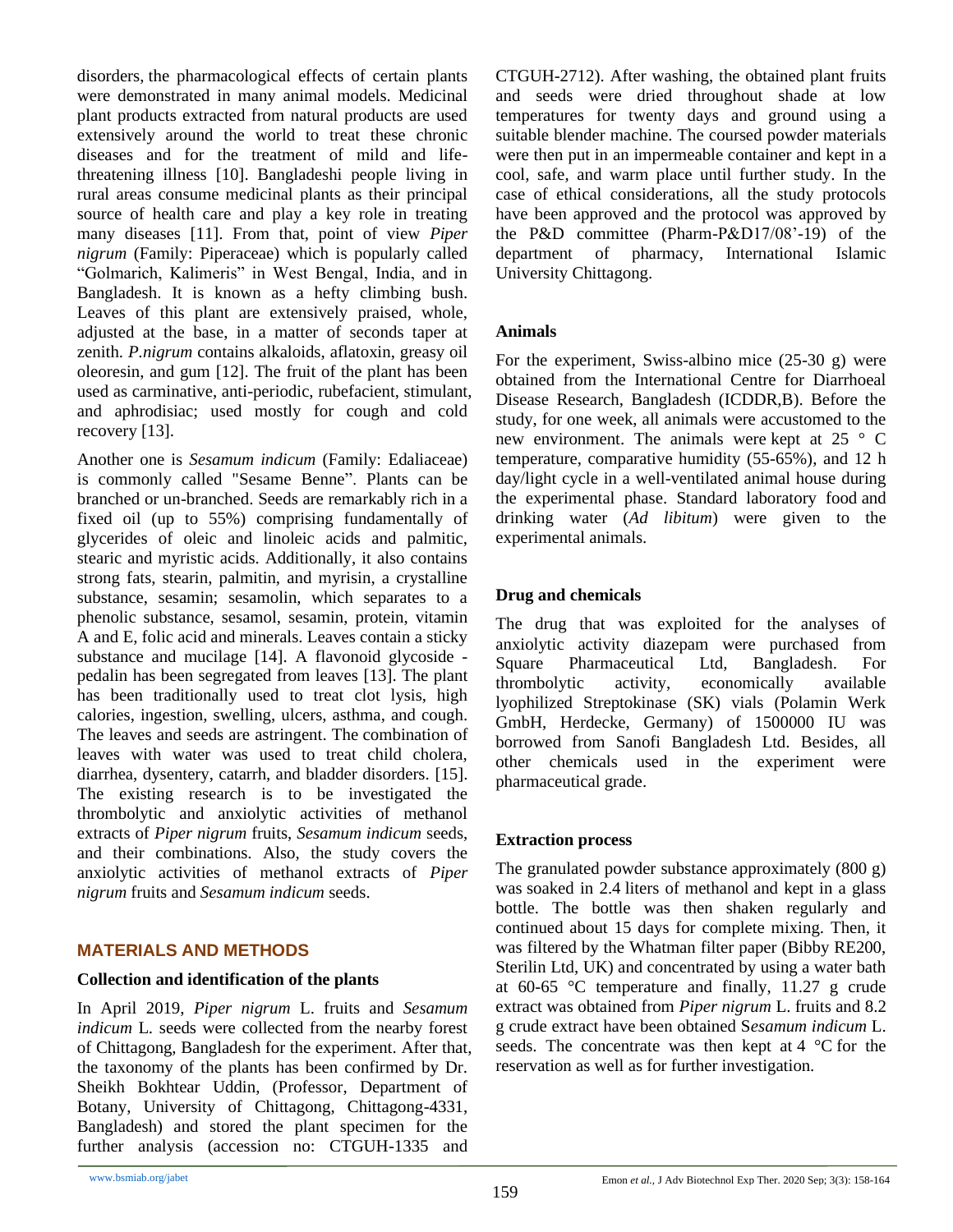disorders, the pharmacological effects of certain plants were demonstrated in many animal models. Medicinal plant products extracted from natural products are used extensively around the world to treat these chronic diseases and for the treatment of mild and life-threatening illness [10]. Bangladeshi people living in rural areas consume medicinal plants as their principal source of health care and play a key role in treating many diseases [11]. From that, point of view *Piper nigrum* (Family: Piperaceae) which is popularly called "Golmarich, Kalimeris" in West Bengal, India, and in Bangladesh. It is known as a hefty climbing bush. Leaves of this plant are extensively praised, whole, adjusted at the base, in a matter of seconds taper at zenith. *P.nigrum* contains alkaloids, aflatoxin, greasy oil oleoresin, and gum [12]. The fruit of the plant has been used as carminative, anti-periodic, rubefacient, stimulant, and aphrodisiac; used mostly for cough and cold recovery [13].

Another one is *Sesamum indicum* (Family: Edaliaceae) is commonly called "Sesame Benne". Plants can be branched or un-branched. Seeds are remarkably rich in a fixed oil (up to 55%) comprising fundamentally of glycerides of oleic and linoleic acids and palmitic, stearic and myristic acids. Additionally, it also contains strong fats, stearin, palmitin, and myrisin, a crystalline substance, sesamin; sesamolin, which separates to a phenolic substance, sesamol, sesamin, protein, vitamin A and E, folic acid and minerals. Leaves contain a sticky substance and mucilage [14]. A flavonoid glycoside - pedalin has been segregated from leaves [13]. The plant has been traditionally used to treat clot lysis, high calories, ingestion, swelling, ulcers, asthma, and cough. The leaves and seeds are astringent. The combination of leaves with water was used to treat child cholera, diarrhea, dysentery, catarrh, and bladder disorders. [15]. The existing research is to be investigated the thrombolytic and anxiolytic activities of methanol extracts of *Piper nigrum* fruits, *Sesamum indicum* seeds, and their combinations. Also, the study covers the anxiolytic activities of methanol extracts of *Piper nigrum* fruits and *Sesamum indicum* seeds.

## MATERIALS AND METHODS

### Collection and identification of the plants

In April 2019, *Piper nigrum* L. fruits and *Sesamum indicum* L. seeds were collected from the nearby forest of Chittagong, Bangladesh for the experiment. After that, the taxonomy of the plants has been confirmed by Dr. Sheikh Bokhtear Uddin, (Professor, Department of Botany, University of Chittagong, Chittagong-4331, Bangladesh) and stored the plant specimen for the further analysis (accession no: CTGUH-1335 and CTGUH-2712). After washing, the obtained plant fruits and seeds were dried throughout shade at low temperatures for twenty days and ground using a suitable blender machine. The coursed powder materials were then put in an impermeable container and kept in a cool, safe, and warm place until further study. In the case of ethical considerations, all the study protocols have been approved and the protocol was approved by the P&D committee (Pharm-P&D17/08'-19) of the department of pharmacy, International Islamic University Chittagong.

### Animals

For the experiment, Swiss-albino mice (25-30 g) were obtained from the International Centre for Diarrhoeal Disease Research, Bangladesh (ICDDR,B). Before the study, for one week, all animals were accustomed to the new environment. The animals were kept at 25 ° C temperature, comparative humidity (55-65%), and 12 h day/light cycle in a well-ventilated animal house during the experimental phase. Standard laboratory food and drinking water (*Ad libitum*) were given to the experimental animals.

### Drug and chemicals

The drug that was exploited for the analyses of anxiolytic activity diazepam were purchased from Square Pharmaceutical Ltd, Bangladesh. For thrombolytic activity, economically available lyophilized Streptokinase (SK) vials (Polamin Werk GmbH, Herdecke, Germany) of 1500000 IU was borrowed from Sanofi Bangladesh Ltd. Besides, all other chemicals used in the experiment were pharmaceutical grade.

### Extraction process

The granulated powder substance approximately (800 g) was soaked in 2.4 liters of methanol and kept in a glass bottle. The bottle was then shaken regularly and continued about 15 days for complete mixing. Then, it was filtered by the Whatman filter paper (Bibby RE200, Sterilin Ltd, UK) and concentrated by using a water bath at 60-65 °C temperature and finally, 11.27 g crude extract was obtained from *Piper nigrum* L. fruits and 8.2 g crude extract have been obtained S*esamum indicum* L. seeds. The concentrate was then kept at 4 °C for the reservation as well as for further investigation.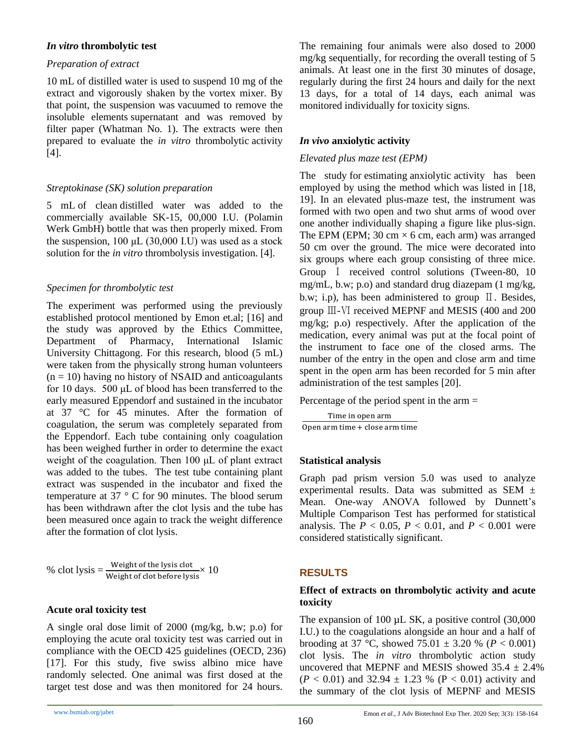### *In vitro* thrombolytic test

*Preparation of extract*

10 mL of distilled water is used to suspend 10 mg of the extract and vigorously shaken by the vortex mixer. By that point, the suspension was vacuumed to remove the insoluble elements supernatant and was removed by filter paper (Whatman No. 1). The extracts were then prepared to evaluate the *in vitro* thrombolytic activity [4].

*Streptokinase (SK) solution preparation*

5 mL of clean distilled water was added to the commercially available SK-15, 00,000 I.U. (Polamin Werk GmbH) bottle that was then properly mixed. From the suspension, 100 μL (30,000 I.U) was used as a stock solution for the *in vitro* thrombolysis investigation. [4].

*Specimen for thrombolytic test*

The experiment was performed using the previously established protocol mentioned by Emon et.al; [16] and the study was approved by the Ethics Committee, Department of Pharmacy, International Islamic University Chittagong. For this research, blood (5 mL) were taken from the physically strong human volunteers (n = 10) having no history of NSAID and anticoagulants for 10 days. 500 μL of blood has been transferred to the early measured Eppendorf and sustained in the incubator at 37 °C for 45 minutes. After the formation of coagulation, the serum was completely separated from the Eppendorf. Each tube containing only coagulation has been weighed further in order to determine the exact weight of the coagulation. Then 100 μL of plant extract was added to the tubes. The test tube containing plant extract was suspended in the incubator and fixed the temperature at 37 ° C for 90 minutes. The blood serum has been withdrawn after the clot lysis and the tube has been measured once again to track the weight difference after the formation of clot lysis.

$$\% \text{ clot lysis} = \frac{\text{Weight of the lysis clot}}{\text{Weight of clot before lysis}} \times 10$$

### Acute oral toxicity test

A single oral dose limit of 2000 (mg/kg, b.w; p.o) for employing the acute oral toxicity test was carried out in compliance with the OECD 425 guidelines (OECD, 236) [17]. For this study, five swiss albino mice have randomly selected. One animal was first dosed at the target test dose and was then monitored for 24 hours. The remaining four animals were also dosed to 2000 mg/kg sequentially, for recording the overall testing of 5 animals. At least one in the first 30 minutes of dosage, regularly during the first 24 hours and daily for the next 13 days, for a total of 14 days, each animal was monitored individually for toxicity signs.

### *In vivo* anxiolytic activity

*Elevated plus maze test (EPM)*

The study for estimating anxiolytic activity has been employed by using the method which was listed in [18, 19]. In an elevated plus-maze test, the instrument was formed with two open and two shut arms of wood over one another individually shaping a figure like plus-sign. The EPM (EPM; 30 cm × 6 cm, each arm) was arranged 50 cm over the ground. The mice were decorated into six groups where each group consisting of three mice. Group Ⅰ received control solutions (Tween-80, 10 mg/mL, b.w; p.o) and standard drug diazepam (1 mg/kg, b.w; i.p), has been administered to group Ⅱ. Besides, group Ⅲ-Ⅵ received MEPNF and MESIS (400 and 200 mg/kg; p.o) respectively. After the application of the medication, every animal was put at the focal point of the instrument to face one of the closed arms. The number of the entry in the open and close arm and time spent in the open arm has been recorded for 5 min after administration of the test samples [20].

Percentage of the period spent in the arm =

$$\frac{\text{Time in open arm}}{\text{Open arm time} + \text{close arm time}}$$

### Statistical analysis

Graph pad prism version 5.0 was used to analyze experimental results. Data was submitted as SEM ± Mean. One-way ANOVA followed by Dunnett's Multiple Comparison Test has performed for statistical analysis. The $P < 0.05$, $P < 0.01$, and $P < 0.001$ were considered statistically significant.

## RESULTS

### Effect of extracts on thrombolytic activity and acute toxicity

The expansion of 100 µL SK, a positive control (30,000 I.U.) to the coagulations alongside an hour and a half of brooding at 37 °C, showed 75.01 ± 3.20 % ($P < 0.001$) clot lysis. The *in vitro* thrombolytic action study uncovered that MEPNF and MESIS showed 35.4 ± 2.4% ($P < 0.01$) and 32.94 ± 1.23 % ($P < 0.01$) activity and the summary of the clot lysis of MEPNF and MESIS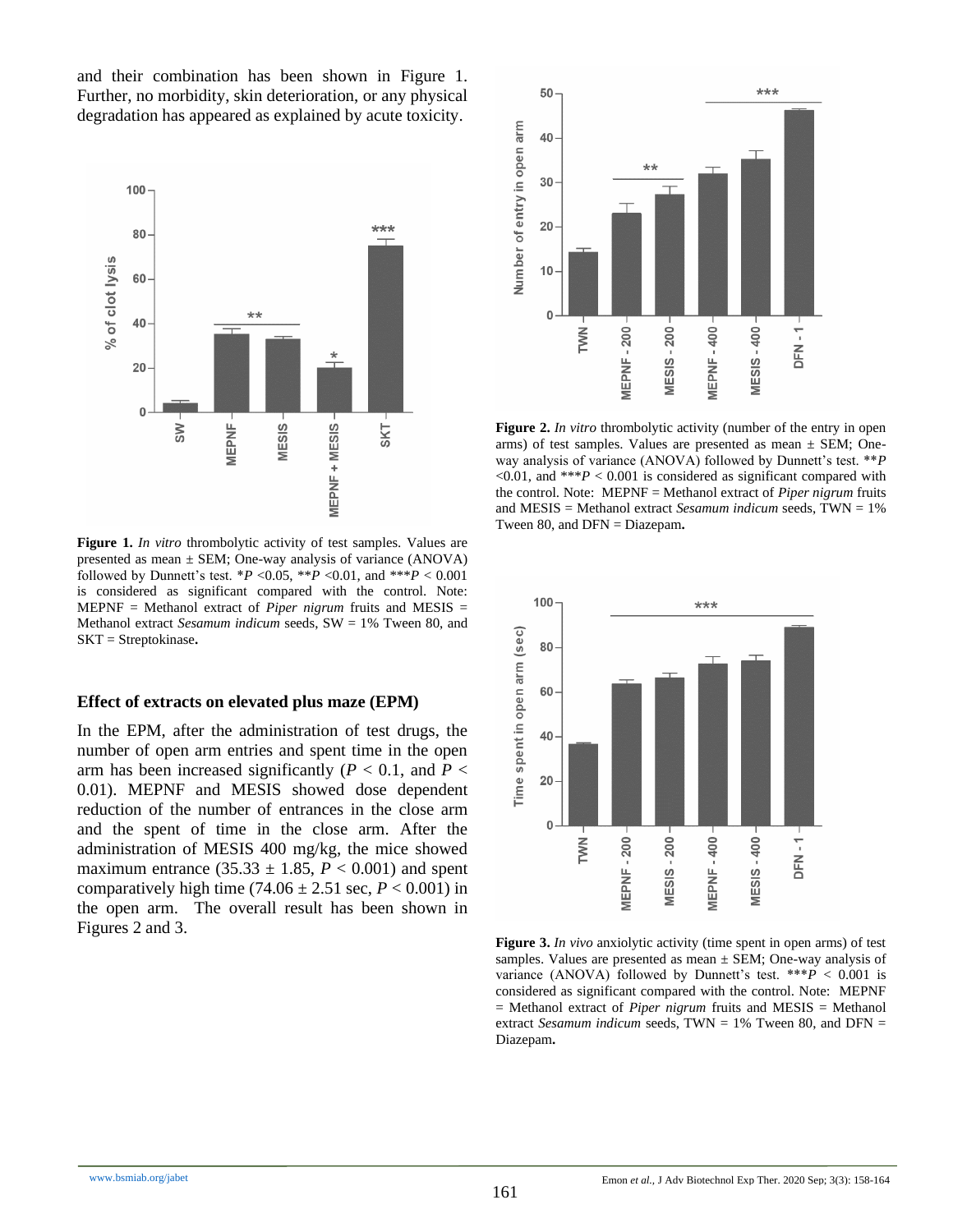and their combination has been shown in Figure 1. Further, no morbidity, skin deterioration, or any physical degradation has appeared as explained by acute toxicity.

**Figure 1.** *In vitro* thrombolytic activity of test samples. Values are presented as mean ± SEM; One-way analysis of variance (ANOVA) followed by Dunnett's test. *$P$ <0.05, **$P$ <0.01, and ***$P$ < 0.001 is considered as significant compared with the control. Note: MEPNF = Methanol extract of *Piper nigrum* fruits and MESIS = Methanol extract *Sesamum indicum* seeds, SW = 1% Tween 80, and SKT = Streptokinase**.**

### Effect of extracts on elevated plus maze (EPM)

In the EPM, after the administration of test drugs, the number of open arm entries and spent time in the open arm has been increased significantly ($P$ < 0.1, and $P$ < 0.01). MEPNF and MESIS showed dose dependent reduction of the number of entrances in the close arm and the spent of time in the close arm. After the administration of MESIS 400 mg/kg, the mice showed maximum entrance (35.33 ± 1.85, $P$ < 0.001) and spent comparatively high time (74.06 ± 2.51 sec, $P$ < 0.001) in the open arm. The overall result has been shown in Figures 2 and 3.

**Figure 2.** *In vitro* thrombolytic activity (number of the entry in open arms) of test samples. Values are presented as mean ± SEM; One-way analysis of variance (ANOVA) followed by Dunnett's test. **$P$ <0.01, and ***$P$ < 0.001 is considered as significant compared with the control. Note: MEPNF = Methanol extract of *Piper nigrum* fruits and MESIS = Methanol extract *Sesamum indicum* seeds, TWN = 1% Tween 80, and DFN = Diazepam**.**

**Figure 3.** *In vivo* anxiolytic activity (time spent in open arms) of test samples. Values are presented as mean ± SEM; One-way analysis of variance (ANOVA) followed by Dunnett's test. ***$P$ < 0.001 is considered as significant compared with the control. Note: MEPNF = Methanol extract of *Piper nigrum* fruits and MESIS = Methanol extract *Sesamum indicum* seeds, TWN = 1% Tween 80, and DFN = Diazepam**.**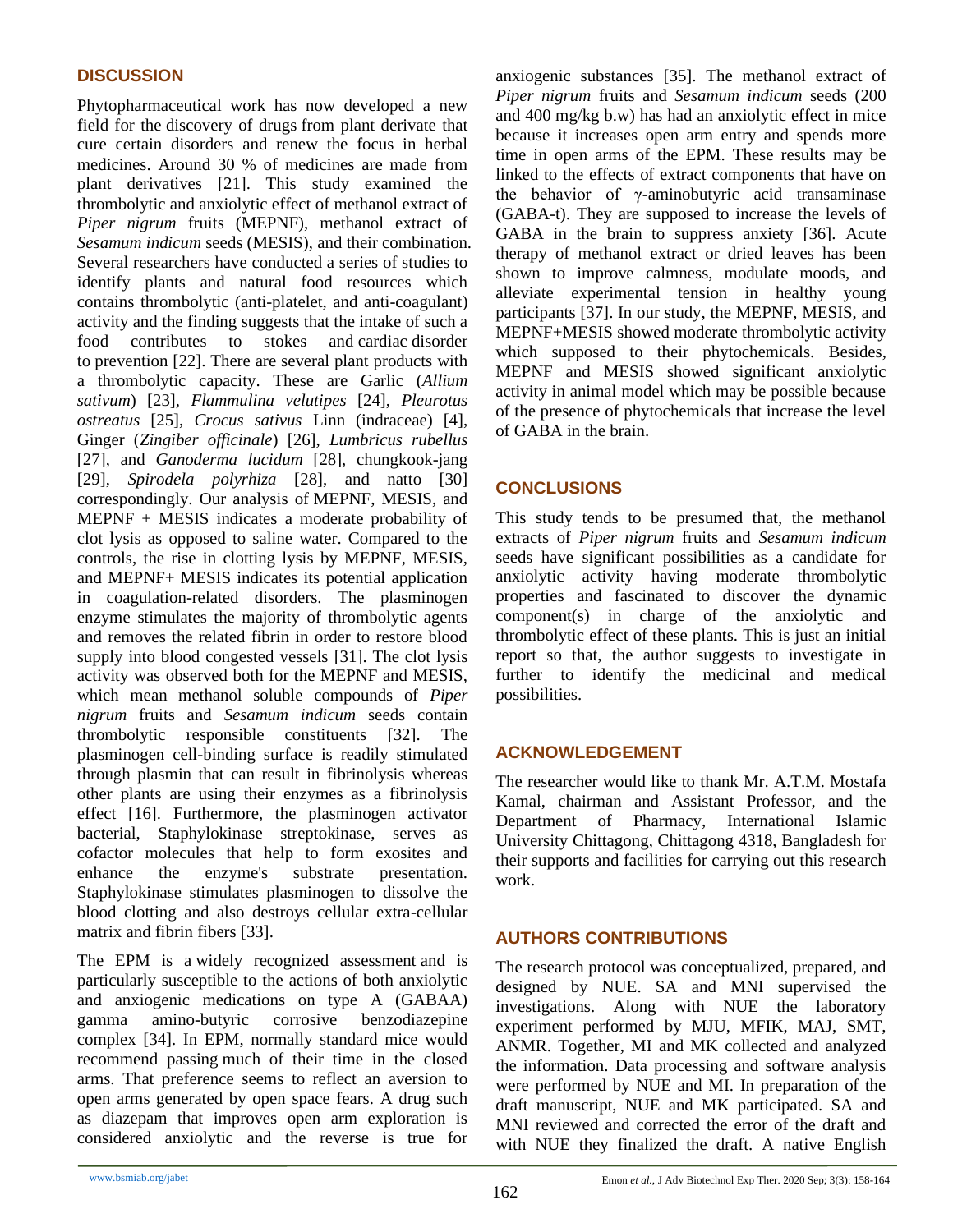## DISCUSSION

Phytopharmaceutical work has now developed a new field for the discovery of drugs from plant derivate that cure certain disorders and renew the focus in herbal medicines. Around 30 % of medicines are made from plant derivatives [21]. This study examined the thrombolytic and anxiolytic effect of methanol extract of *Piper nigrum* fruits (MEPNF), methanol extract of *Sesamum indicum* seeds (MESIS), and their combination. Several researchers have conducted a series of studies to identify plants and natural food resources which contains thrombolytic (anti-platelet, and anti-coagulant) activity and the finding suggests that the intake of such a food contributes to stokes and cardiac disorder to prevention [22]. There are several plant products with a thrombolytic capacity. These are Garlic (*Allium sativum*) [23], *Flammulina velutipes* [24], *Pleurotus ostreatus* [25], *Crocus sativus* Linn (indraceae) [4], Ginger (*Zingiber officinale*) [26], *Lumbricus rubellus* [27], and *Ganoderma lucidum* [28], chungkook-jang [29], *Spirodela polyrhiza* [28], and natto [30] correspondingly. Our analysis of MEPNF, MESIS, and MEPNF + MESIS indicates a moderate probability of clot lysis as opposed to saline water. Compared to the controls, the rise in clotting lysis by MEPNF, MESIS, and MEPNF+ MESIS indicates its potential application in coagulation-related disorders. The plasminogen enzyme stimulates the majority of thrombolytic agents and removes the related fibrin in order to restore blood supply into blood congested vessels [31]. The clot lysis activity was observed both for the MEPNF and MESIS, which mean methanol soluble compounds of *Piper nigrum* fruits and *Sesamum indicum* seeds contain thrombolytic responsible constituents [32]. The plasminogen cell-binding surface is readily stimulated through plasmin that can result in fibrinolysis whereas other plants are using their enzymes as a fibrinolysis effect [16]. Furthermore, the plasminogen activator bacterial, Staphylokinase streptokinase, serves as cofactor molecules that help to form exosites and enhance the enzyme's substrate presentation. Staphylokinase stimulates plasminogen to dissolve the blood clotting and also destroys cellular extra-cellular matrix and fibrin fibers [33].

The EPM is a widely recognized assessment and is particularly susceptible to the actions of both anxiolytic and anxiogenic medications on type A (GABAA) gamma amino-butyric corrosive benzodiazepine complex [34]. In EPM, normally standard mice would recommend passing much of their time in the closed arms. That preference seems to reflect an aversion to open arms generated by open space fears. A drug such as diazepam that improves open arm exploration is considered anxiolytic and the reverse is true for anxiogenic substances [35]. The methanol extract of *Piper nigrum* fruits and *Sesamum indicum* seeds (200 and 400 mg/kg b.w) has had an anxiolytic effect in mice because it increases open arm entry and spends more time in open arms of the EPM. These results may be linked to the effects of extract components that have on the behavior of γ-aminobutyric acid transaminase (GABA-t). They are supposed to increase the levels of GABA in the brain to suppress anxiety [36]. Acute therapy of methanol extract or dried leaves has been shown to improve calmness, modulate moods, and alleviate experimental tension in healthy young participants [37]. In our study, the MEPNF, MESIS, and MEPNF+MESIS showed moderate thrombolytic activity which supposed to their phytochemicals. Besides, MEPNF and MESIS showed significant anxiolytic activity in animal model which may be possible because of the presence of phytochemicals that increase the level of GABA in the brain.

## CONCLUSIONS

This study tends to be presumed that, the methanol extracts of *Piper nigrum* fruits and *Sesamum indicum* seeds have significant possibilities as a candidate for anxiolytic activity having moderate thrombolytic properties and fascinated to discover the dynamic component(s) in charge of the anxiolytic and thrombolytic effect of these plants. This is just an initial report so that, the author suggests to investigate in further to identify the medicinal and medical possibilities.

## ACKNOWLEDGEMENT

The researcher would like to thank Mr. A.T.M. Mostafa Kamal, chairman and Assistant Professor, and the Department of Pharmacy, International Islamic University Chittagong, Chittagong 4318, Bangladesh for their supports and facilities for carrying out this research work.

## AUTHORS CONTRIBUTIONS

The research protocol was conceptualized, prepared, and designed by NUE. SA and MNI supervised the investigations. Along with NUE the laboratory experiment performed by MJU, MFIK, MAJ, SMT, ANMR. Together, MI and MK collected and analyzed the information. Data processing and software analysis were performed by NUE and MI. In preparation of the draft manuscript, NUE and MK participated. SA and MNI reviewed and corrected the error of the draft and with NUE they finalized the draft. A native English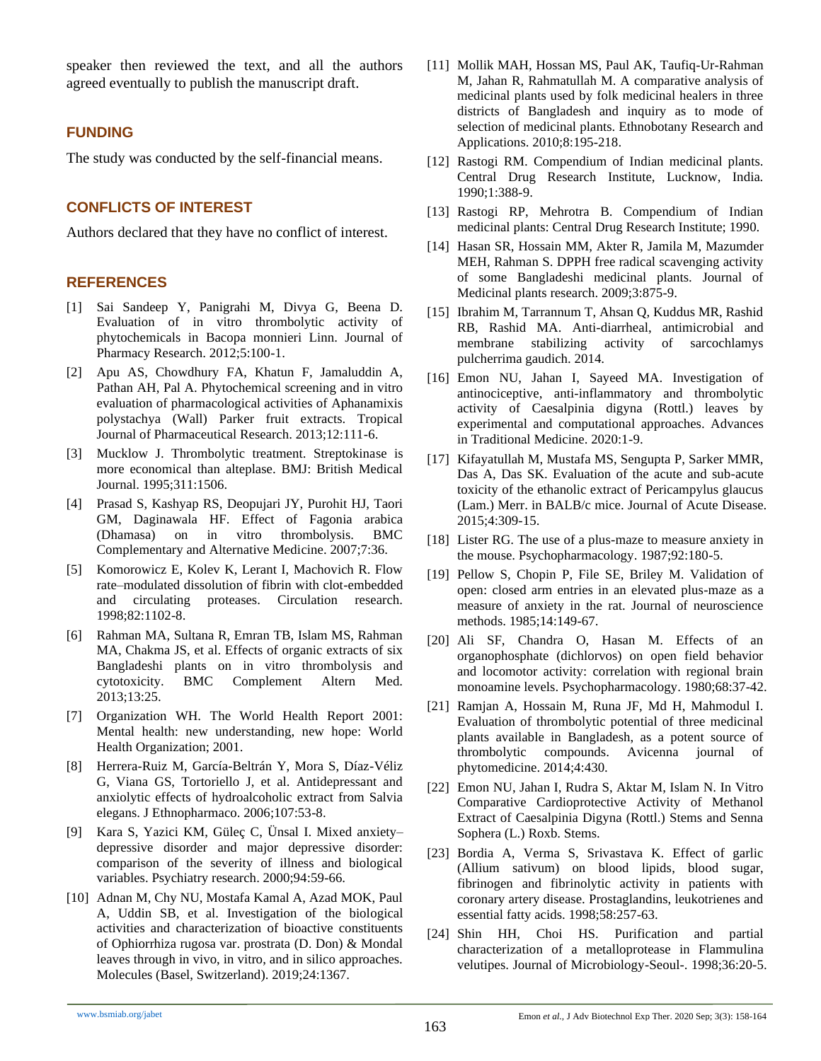speaker then reviewed the text, and all the authors agreed eventually to publish the manuscript draft.

## FUNDING

The study was conducted by the self-financial means.

## CONFLICTS OF INTEREST

Authors declared that they have no conflict of interest.

## REFERENCES

[1] Sai Sandeep Y, Panigrahi M, Divya G, Beena D. Evaluation of in vitro thrombolytic activity of phytochemicals in Bacopa monnieri Linn. Journal of Pharmacy Research. 2012;5:100-1.

[2] Apu AS, Chowdhury FA, Khatun F, Jamaluddin A, Pathan AH, Pal A. Phytochemical screening and in vitro evaluation of pharmacological activities of Aphanamixis polystachya (Wall) Parker fruit extracts. Tropical Journal of Pharmaceutical Research. 2013;12:111-6.

[3] Mucklow J. Thrombolytic treatment. Streptokinase is more economical than alteplase. BMJ: British Medical Journal. 1995;311:1506.

[4] Prasad S, Kashyap RS, Deopujari JY, Purohit HJ, Taori GM, Daginawala HF. Effect of Fagonia arabica (Dhamasa) on in vitro thrombolysis. BMC Complementary and Alternative Medicine. 2007;7:36.

[5] Komorowicz E, Kolev K, Lerant I, Machovich R. Flow rate–modulated dissolution of fibrin with clot-embedded and circulating proteases. Circulation research. 1998;82:1102-8.

[6] Rahman MA, Sultana R, Emran TB, Islam MS, Rahman MA, Chakma JS, et al. Effects of organic extracts of six Bangladeshi plants on in vitro thrombolysis and cytotoxicity. BMC Complement Altern Med. 2013;13:25.

[7] Organization WH. The World Health Report 2001: Mental health: new understanding, new hope: World Health Organization; 2001.

[8] Herrera-Ruiz M, García-Beltrán Y, Mora S, Díaz-Véliz G, Viana GS, Tortoriello J, et al. Antidepressant and anxiolytic effects of hydroalcoholic extract from Salvia elegans. J Ethnopharmaco. 2006;107:53-8.

[9] Kara S, Yazici KM, Güleç C, Ünsal I. Mixed anxiety–depressive disorder and major depressive disorder: comparison of the severity of illness and biological variables. Psychiatry research. 2000;94:59-66.

[10] Adnan M, Chy NU, Mostafa Kamal A, Azad MOK, Paul A, Uddin SB, et al. Investigation of the biological activities and characterization of bioactive constituents of Ophiorrhiza rugosa var. prostrata (D. Don) & Mondal leaves through in vivo, in vitro, and in silico approaches. Molecules (Basel, Switzerland). 2019;24:1367.

[11] Mollik MAH, Hossan MS, Paul AK, Taufiq-Ur-Rahman M, Jahan R, Rahmatullah M. A comparative analysis of medicinal plants used by folk medicinal healers in three districts of Bangladesh and inquiry as to mode of selection of medicinal plants. Ethnobotany Research and Applications. 2010;8:195-218.

[12] Rastogi RM. Compendium of Indian medicinal plants. Central Drug Research Institute, Lucknow, India. 1990;1:388-9.

[13] Rastogi RP, Mehrotra B. Compendium of Indian medicinal plants: Central Drug Research Institute; 1990.

[14] Hasan SR, Hossain MM, Akter R, Jamila M, Mazumder MEH, Rahman S. DPPH free radical scavenging activity of some Bangladeshi medicinal plants. Journal of Medicinal plants research. 2009;3:875-9.

[15] Ibrahim M, Tarrannum T, Ahsan Q, Kuddus MR, Rashid RB, Rashid MA. Anti-diarrheal, antimicrobial and membrane stabilizing activity of sarcochlamys pulcherrima gaudich. 2014.

[16] Emon NU, Jahan I, Sayeed MA. Investigation of antinociceptive, anti-inflammatory and thrombolytic activity of Caesalpinia digyna (Rottl.) leaves by experimental and computational approaches. Advances in Traditional Medicine. 2020:1-9.

[17] Kifayatullah M, Mustafa MS, Sengupta P, Sarker MMR, Das A, Das SK. Evaluation of the acute and sub-acute toxicity of the ethanolic extract of Pericampylus glaucus (Lam.) Merr. in BALB/c mice. Journal of Acute Disease. 2015;4:309-15.

[18] Lister RG. The use of a plus-maze to measure anxiety in the mouse. Psychopharmacology. 1987;92:180-5.

[19] Pellow S, Chopin P, File SE, Briley M. Validation of open: closed arm entries in an elevated plus-maze as a measure of anxiety in the rat. Journal of neuroscience methods. 1985;14:149-67.

[20] Ali SF, Chandra O, Hasan M. Effects of an organophosphate (dichlorvos) on open field behavior and locomotor activity: correlation with regional brain monoamine levels. Psychopharmacology. 1980;68:37-42.

[21] Ramjan A, Hossain M, Runa JF, Md H, Mahmodul I. Evaluation of thrombolytic potential of three medicinal plants available in Bangladesh, as a potent source of thrombolytic compounds. Avicenna journal of phytomedicine. 2014;4:430.

[22] Emon NU, Jahan I, Rudra S, Aktar M, Islam N. In Vitro Comparative Cardioprotective Activity of Methanol Extract of Caesalpinia Digyna (Rottl.) Stems and Senna Sophera (L.) Roxb. Stems.

[23] Bordia A, Verma S, Srivastava K. Effect of garlic (Allium sativum) on blood lipids, blood sugar, fibrinogen and fibrinolytic activity in patients with coronary artery disease. Prostaglandins, leukotrienes and essential fatty acids. 1998;58:257-63.

[24] Shin HH, Choi HS. Purification and partial characterization of a metalloprotease in Flammulina velutipes. Journal of Microbiology-Seoul-. 1998;36:20-5.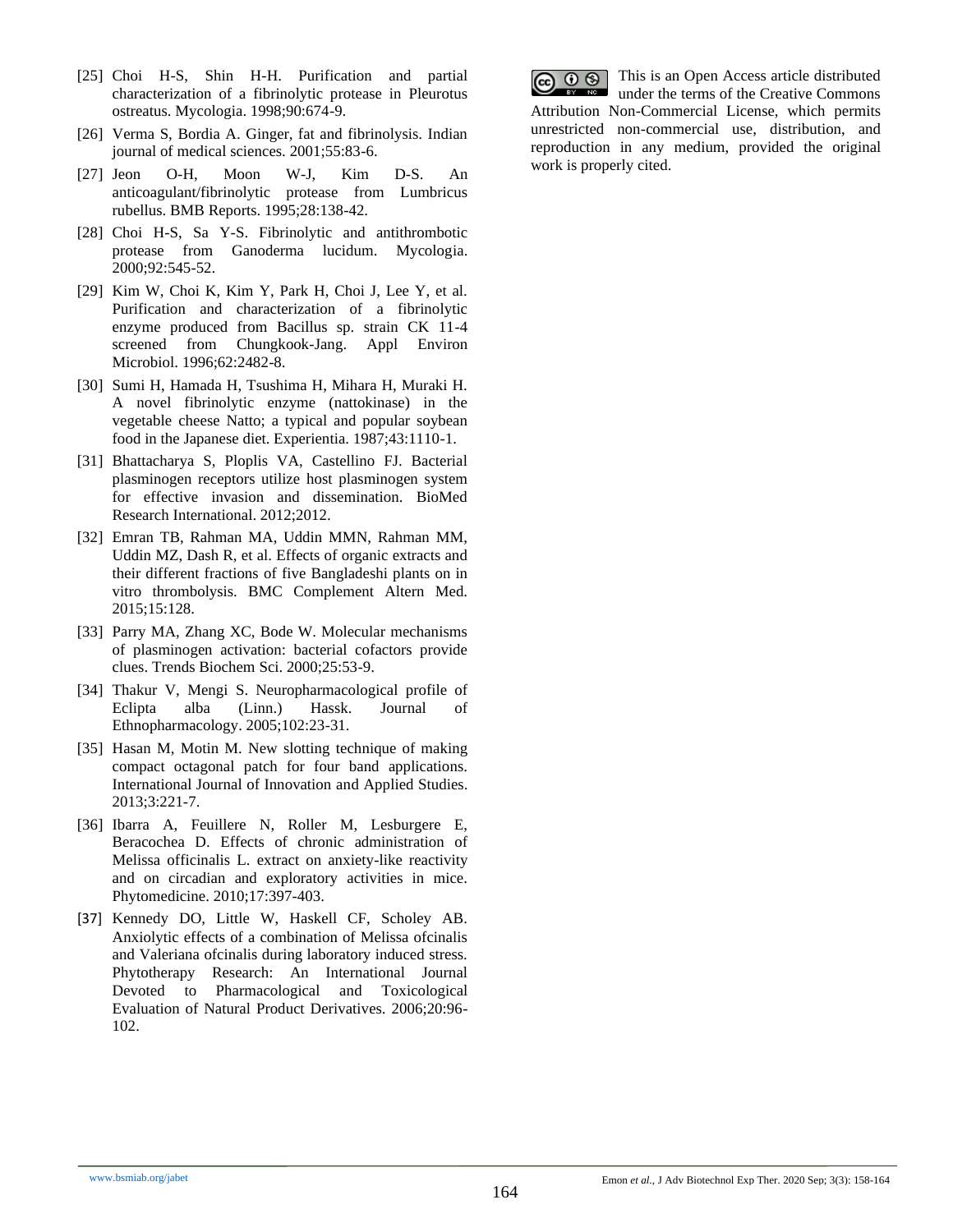[25] Choi H-S, Shin H-H. Purification and partial characterization of a fibrinolytic protease in Pleurotus ostreatus. Mycologia. 1998;90:674-9.

[26] Verma S, Bordia A. Ginger, fat and fibrinolysis. Indian journal of medical sciences. 2001;55:83-6.

[27] Jeon O-H, Moon W-J, Kim D-S. An anticoagulant/fibrinolytic protease from Lumbricus rubellus. BMB Reports. 1995;28:138-42.

[28] Choi H-S, Sa Y-S. Fibrinolytic and antithrombotic protease from Ganoderma lucidum. Mycologia. 2000;92:545-52.

[29] Kim W, Choi K, Kim Y, Park H, Choi J, Lee Y, et al. Purification and characterization of a fibrinolytic enzyme produced from Bacillus sp. strain CK 11-4 screened from Chungkook-Jang. Appl Environ Microbiol. 1996;62:2482-8.

[30] Sumi H, Hamada H, Tsushima H, Mihara H, Muraki H. A novel fibrinolytic enzyme (nattokinase) in the vegetable cheese Natto; a typical and popular soybean food in the Japanese diet. Experientia. 1987;43:1110-1.

[31] Bhattacharya S, Ploplis VA, Castellino FJ. Bacterial plasminogen receptors utilize host plasminogen system for effective invasion and dissemination. BioMed Research International. 2012;2012.

[32] Emran TB, Rahman MA, Uddin MMN, Rahman MM, Uddin MZ, Dash R, et al. Effects of organic extracts and their different fractions of five Bangladeshi plants on in vitro thrombolysis. BMC Complement Altern Med. 2015;15:128.

[33] Parry MA, Zhang XC, Bode W. Molecular mechanisms of plasminogen activation: bacterial cofactors provide clues. Trends Biochem Sci. 2000;25:53-9.

[34] Thakur V, Mengi S. Neuropharmacological profile of Eclipta alba (Linn.) Hassk. Journal of Ethnopharmacology. 2005;102:23-31.

[35] Hasan M, Motin M. New slotting technique of making compact octagonal patch for four band applications. International Journal of Innovation and Applied Studies. 2013;3:221-7.

[36] Ibarra A, Feuillere N, Roller M, Lesburgere E, Beracochea D. Effects of chronic administration of Melissa officinalis L. extract on anxiety-like reactivity and on circadian and exploratory activities in mice. Phytomedicine. 2010;17:397-403.

[37] Kennedy DO, Little W, Haskell CF, Scholey AB. Anxiolytic effects of a combination of Melissa ofcinalis and Valeriana ofcinalis during laboratory induced stress. Phytotherapy Research: An International Journal Devoted to Pharmacological and Toxicological Evaluation of Natural Product Derivatives. 2006;20:96-102.

This is an Open Access article distributed under the terms of the Creative Commons Attribution Non-Commercial License, which permits unrestricted non-commercial use, distribution, and reproduction in any medium, provided the original work is properly cited.